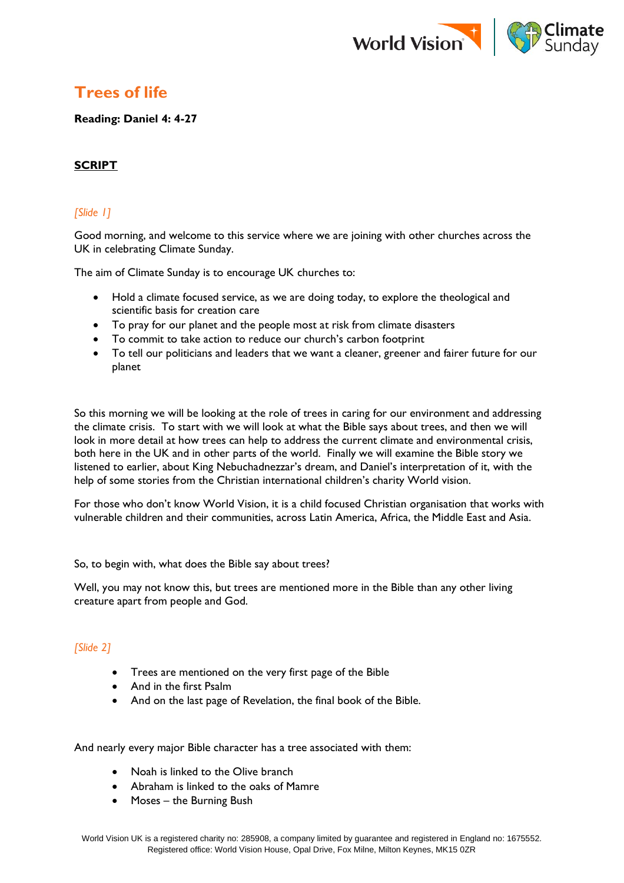# Trees of life

**Reading: Daniel 4: 4-27**

## SCRIPT

*[Slide 1]*

Good morning, and welcome to this service where we are joining with other churches across the UK in celebrating Climate Sunday.

The aim of Climate Sunday is to encourage UK churches to:

- Hold a climate focused service, as we are doing today, to explore the theological and scientific basis for creation care
- To pray for our planet and the people most at risk from climate disasters
- To commit to take action to reduce our church's carbon footprint
- To tell our politicians and leaders that we want a cleaner, greener and fairer future for our planet

So this morning we will be looking at the role of trees in caring for our environment and addressing the climate crisis. To start with we will look at what the Bible says about trees, and then we will look in more detail at how trees can help to address the current climate and environmental crisis, both here in the UK and in other parts of the world. Finally we will examine the Bible story we listened to earlier, about King Nebuchadnezzar's dream, and Daniel's interpretation of it, with the help of some stories from the Christian international children's charity World vision.

For those who don't know World Vision, it is a child focused Christian organisation that works with vulnerable children and their communities, across Latin America, Africa, the Middle East and Asia.

So, to begin with, what does the Bible say about trees?

Well, you may not know this, but trees are mentioned more in the Bible than any other living creature apart from people and God.

*[Slide 2]*

- Trees are mentioned on the very first page of the Bible
- And in the first Psalm
- And on the last page of Revelation, the final book of the Bible.

And nearly every major Bible character has a tree associated with them:

- Noah is linked to the Olive branch
- Abraham is linked to the oaks of Mamre
- Moses – the Burning Bush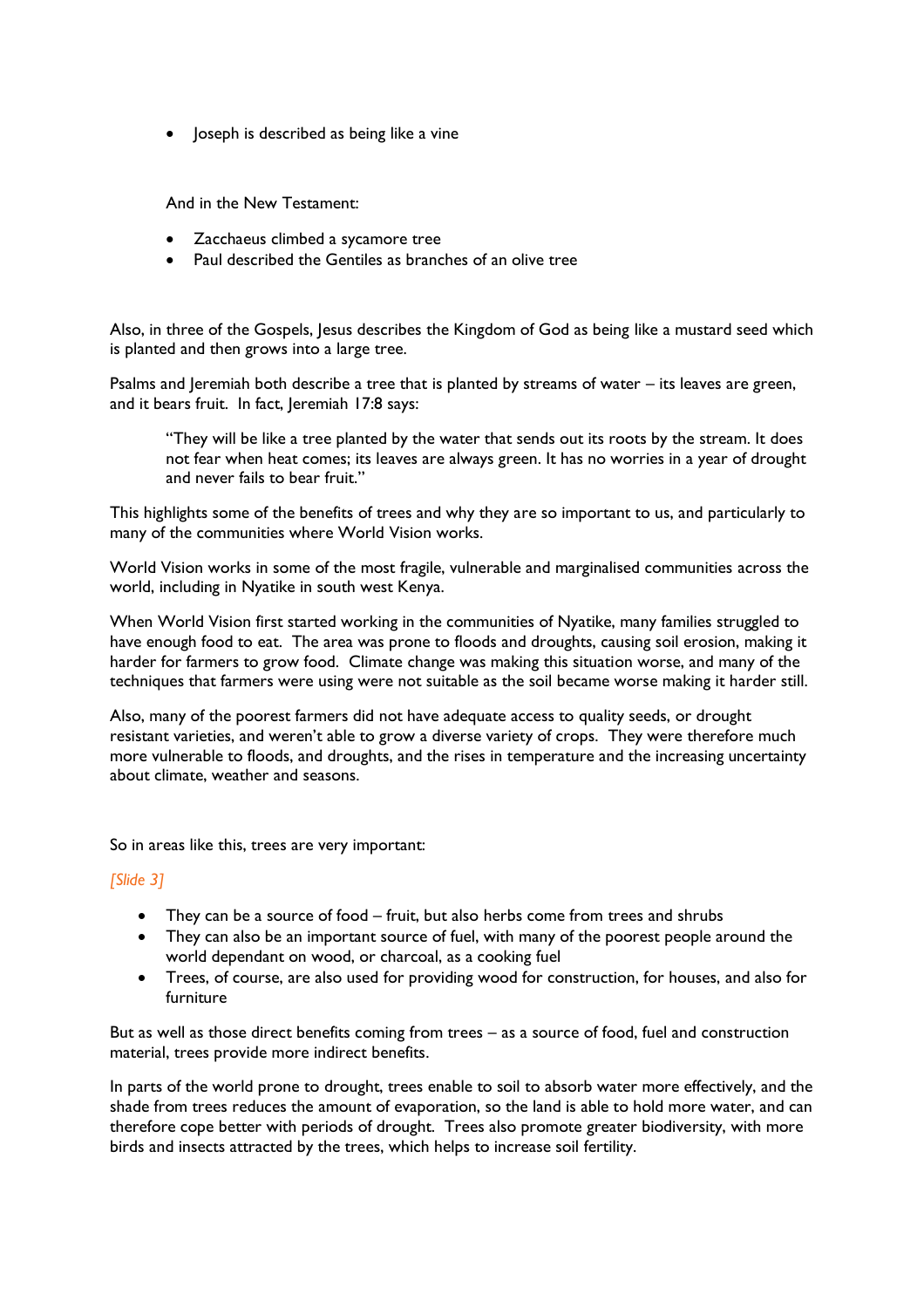- Joseph is described as being like a vine

And in the New Testament:

- Zacchaeus climbed a sycamore tree
- Paul described the Gentiles as branches of an olive tree

Also, in three of the Gospels, Jesus describes the Kingdom of God as being like a mustard seed which is planted and then grows into a large tree.

Psalms and Jeremiah both describe a tree that is planted by streams of water – its leaves are green, and it bears fruit. In fact, Jeremiah 17:8 says:

> "They will be like a tree planted by the water that sends out its roots by the stream. It does not fear when heat comes; its leaves are always green. It has no worries in a year of drought and never fails to bear fruit."

This highlights some of the benefits of trees and why they are so important to us, and particularly to many of the communities where World Vision works.

World Vision works in some of the most fragile, vulnerable and marginalised communities across the world, including in Nyatike in south west Kenya.

When World Vision first started working in the communities of Nyatike, many families struggled to have enough food to eat. The area was prone to floods and droughts, causing soil erosion, making it harder for farmers to grow food. Climate change was making this situation worse, and many of the techniques that farmers were using were not suitable as the soil became worse making it harder still.

Also, many of the poorest farmers did not have adequate access to quality seeds, or drought resistant varieties, and weren't able to grow a diverse variety of crops. They were therefore much more vulnerable to floods, and droughts, and the rises in temperature and the increasing uncertainty about climate, weather and seasons.

So in areas like this, trees are very important:

*[Slide 3]*

- They can be a source of food – fruit, but also herbs come from trees and shrubs
- They can also be an important source of fuel, with many of the poorest people around the world dependant on wood, or charcoal, as a cooking fuel
- Trees, of course, are also used for providing wood for construction, for houses, and also for furniture

But as well as those direct benefits coming from trees – as a source of food, fuel and construction material, trees provide more indirect benefits.

In parts of the world prone to drought, trees enable to soil to absorb water more effectively, and the shade from trees reduces the amount of evaporation, so the land is able to hold more water, and can therefore cope better with periods of drought. Trees also promote greater biodiversity, with more birds and insects attracted by the trees, which helps to increase soil fertility.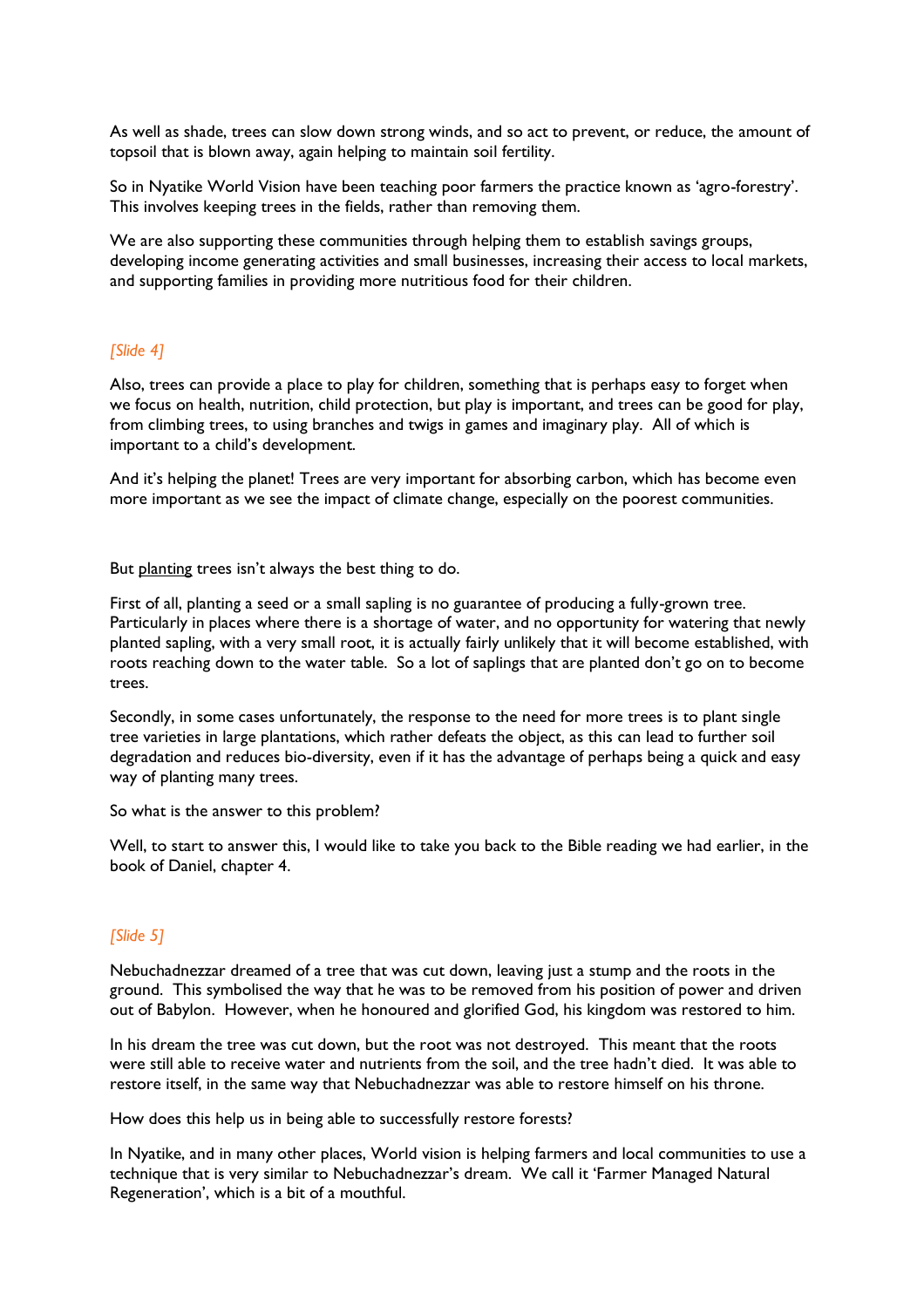As well as shade, trees can slow down strong winds, and so act to prevent, or reduce, the amount of topsoil that is blown away, again helping to maintain soil fertility.

So in Nyatike World Vision have been teaching poor farmers the practice known as 'agro-forestry'. This involves keeping trees in the fields, rather than removing them.

We are also supporting these communities through helping them to establish savings groups, developing income generating activities and small businesses, increasing their access to local markets, and supporting families in providing more nutritious food for their children.

*[Slide 4]*

Also, trees can provide a place to play for children, something that is perhaps easy to forget when we focus on health, nutrition, child protection, but play is important, and trees can be good for play, from climbing trees, to using branches and twigs in games and imaginary play. All of which is important to a child's development.

And it's helping the planet! Trees are very important for absorbing carbon, which has become even more important as we see the impact of climate change, especially on the poorest communities.

But <u>planting</u> trees isn't always the best thing to do.

First of all, planting a seed or a small sapling is no guarantee of producing a fully-grown tree. Particularly in places where there is a shortage of water, and no opportunity for watering that newly planted sapling, with a very small root, it is actually fairly unlikely that it will become established, with roots reaching down to the water table. So a lot of saplings that are planted don't go on to become trees.

Secondly, in some cases unfortunately, the response to the need for more trees is to plant single tree varieties in large plantations, which rather defeats the object, as this can lead to further soil degradation and reduces bio-diversity, even if it has the advantage of perhaps being a quick and easy way of planting many trees.

So what is the answer to this problem?

Well, to start to answer this, I would like to take you back to the Bible reading we had earlier, in the book of Daniel, chapter 4.

*[Slide 5]*

Nebuchadnezzar dreamed of a tree that was cut down, leaving just a stump and the roots in the ground. This symbolised the way that he was to be removed from his position of power and driven out of Babylon. However, when he honoured and glorified God, his kingdom was restored to him.

In his dream the tree was cut down, but the root was not destroyed. This meant that the roots were still able to receive water and nutrients from the soil, and the tree hadn't died. It was able to restore itself, in the same way that Nebuchadnezzar was able to restore himself on his throne.

How does this help us in being able to successfully restore forests?

In Nyatike, and in many other places, World vision is helping farmers and local communities to use a technique that is very similar to Nebuchadnezzar's dream. We call it 'Farmer Managed Natural Regeneration', which is a bit of a mouthful.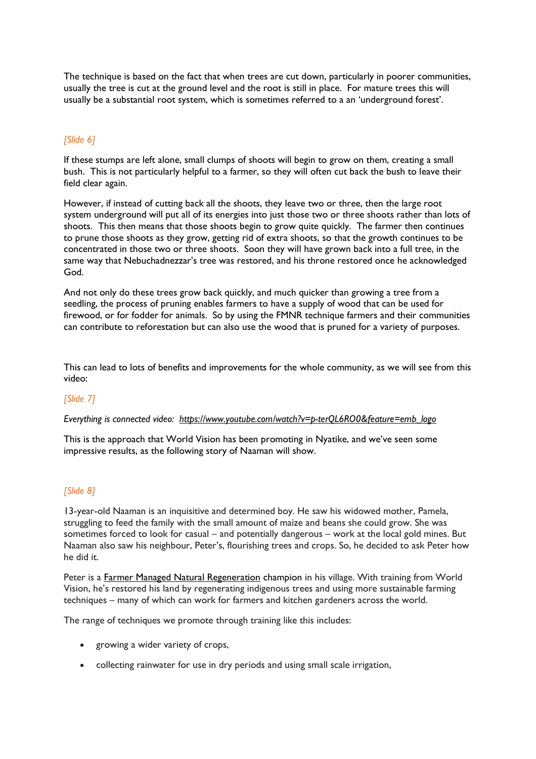The technique is based on the fact that when trees are cut down, particularly in poorer communities, usually the tree is cut at the ground level and the root is still in place. For mature trees this will usually be a substantial root system, which is sometimes referred to a an 'underground forest'.

*[Slide 6]*

If these stumps are left alone, small clumps of shoots will begin to grow on them, creating a small bush. This is not particularly helpful to a farmer, so they will often cut back the bush to leave their field clear again.

However, if instead of cutting back all the shoots, they leave two or three, then the large root system underground will put all of its energies into just those two or three shoots rather than lots of shoots. This then means that those shoots begin to grow quite quickly. The farmer then continues to prune those shoots as they grow, getting rid of extra shoots, so that the growth continues to be concentrated in those two or three shoots. Soon they will have grown back into a full tree, in the same way that Nebuchadnezzar's tree was restored, and his throne restored once he acknowledged God.

And not only do these trees grow back quickly, and much quicker than growing a tree from a seedling, the process of pruning enables farmers to have a supply of wood that can be used for firewood, or for fodder for animals. So by using the FMNR technique farmers and their communities can contribute to reforestation but can also use the wood that is pruned for a variety of purposes.

This can lead to lots of benefits and improvements for the whole community, as we will see from this video:

*[Slide 7]*

*Everything is connected video: https://www.youtube.com/watch?v=p-terQL6RO0&feature=emb_logo*

This is the approach that World Vision has been promoting in Nyatike, and we've seen some impressive results, as the following story of Naaman will show.

*[Slide 8]*

13-year-old Naaman is an inquisitive and determined boy. He saw his widowed mother, Pamela, struggling to feed the family with the small amount of maize and beans she could grow. She was sometimes forced to look for casual – and potentially dangerous – work at the local gold mines. But Naaman also saw his neighbour, Peter's, flourishing trees and crops. So, he decided to ask Peter how he did it.

Peter is a Farmer Managed Natural Regeneration champion in his village. With training from World Vision, he's restored his land by regenerating indigenous trees and using more sustainable farming techniques – many of which can work for farmers and kitchen gardeners across the world.

The range of techniques we promote through training like this includes:

- growing a wider variety of crops,
- collecting rainwater for use in dry periods and using small scale irrigation,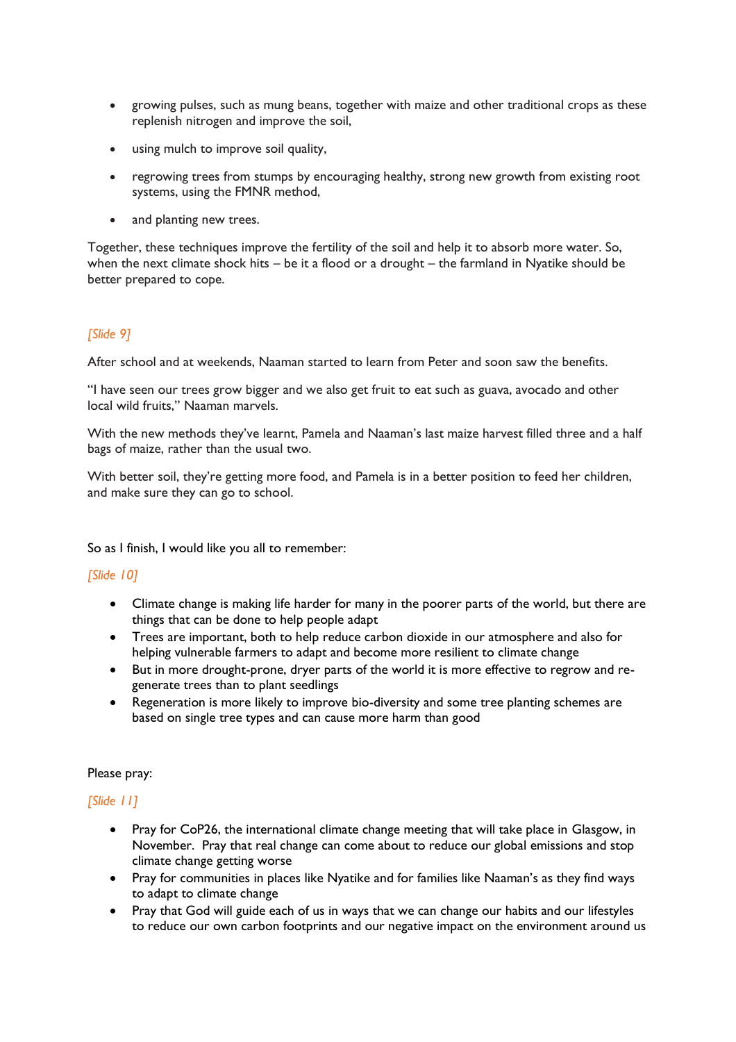- growing pulses, such as mung beans, together with maize and other traditional crops as these replenish nitrogen and improve the soil,
- using mulch to improve soil quality,
- regrowing trees from stumps by encouraging healthy, strong new growth from existing root systems, using the FMNR method,
- and planting new trees.

Together, these techniques improve the fertility of the soil and help it to absorb more water. So, when the next climate shock hits – be it a flood or a drought – the farmland in Nyatike should be better prepared to cope.

*[Slide 9]*

After school and at weekends, Naaman started to learn from Peter and soon saw the benefits.

"I have seen our trees grow bigger and we also get fruit to eat such as guava, avocado and other local wild fruits," Naaman marvels.

With the new methods they've learnt, Pamela and Naaman's last maize harvest filled three and a half bags of maize, rather than the usual two.

With better soil, they're getting more food, and Pamela is in a better position to feed her children, and make sure they can go to school.

So as I finish, I would like you all to remember:

*[Slide 10]*

- Climate change is making life harder for many in the poorer parts of the world, but there are things that can be done to help people adapt
- Trees are important, both to help reduce carbon dioxide in our atmosphere and also for helping vulnerable farmers to adapt and become more resilient to climate change
- But in more drought-prone, dryer parts of the world it is more effective to regrow and re-generate trees than to plant seedlings
- Regeneration is more likely to improve bio-diversity and some tree planting schemes are based on single tree types and can cause more harm than good

Please pray:

*[Slide 11]*

- Pray for CoP26, the international climate change meeting that will take place in Glasgow, in November. Pray that real change can come about to reduce our global emissions and stop climate change getting worse
- Pray for communities in places like Nyatike and for families like Naaman's as they find ways to adapt to climate change
- Pray that God will guide each of us in ways that we can change our habits and our lifestyles to reduce our own carbon footprints and our negative impact on the environment around us